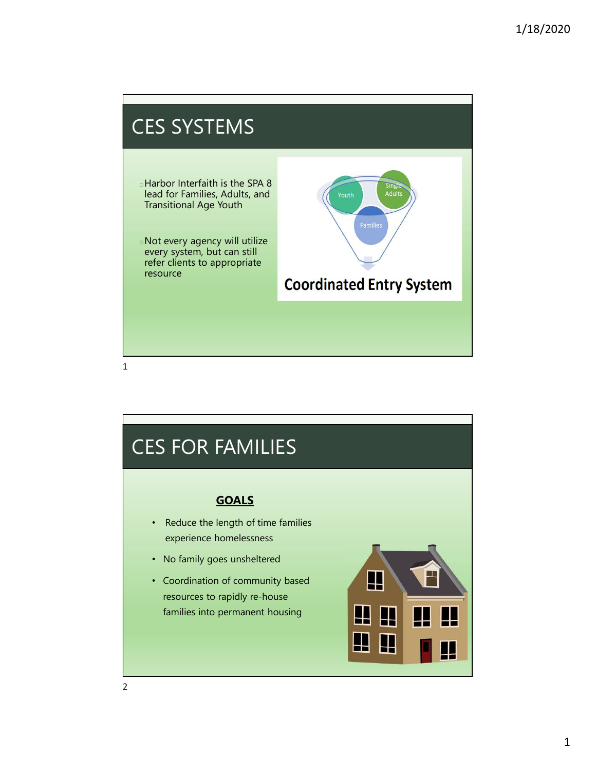# CES SYSTEMS

- Harbor Interfaith is the SPA 8 lead for Families, Adults, and Transitional Age Youth
- Not every agency will utilize every system, but can still refer clients to appropriate resource

Youth

Single Adults

Families

Coordinated Entry System

# CES FOR FAMILIES

**GOALS**

- Reduce the length of time families experience homelessness
- No family goes unsheltered
- Coordination of community based resources to rapidly re-house families into permanent housing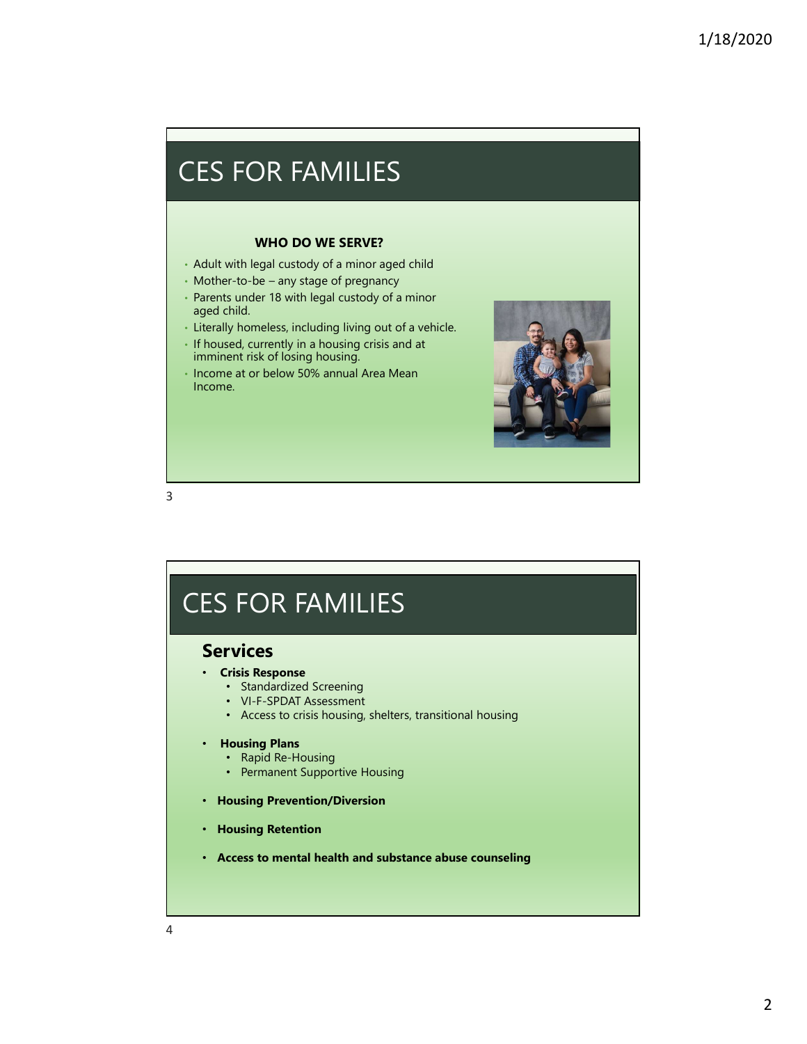# CES FOR FAMILIES

**WHO DO WE SERVE?**

- Adult with legal custody of a minor aged child
- Mother-to-be – any stage of pregnancy
- Parents under 18 with legal custody of a minor aged child.
- Literally homeless, including living out of a vehicle.
- If housed, currently in a housing crisis and at imminent risk of losing housing.
- Income at or below 50% annual Area Mean Income.

# CES FOR FAMILIES

## Services

- **Crisis Response**
  - Standardized Screening
  - VI-F-SPDAT Assessment
  - Access to crisis housing, shelters, transitional housing
- **Housing Plans**
  - Rapid Re-Housing
  - Permanent Supportive Housing
- **Housing Prevention/Diversion**
- **Housing Retention**
- **Access to mental health and substance abuse counseling**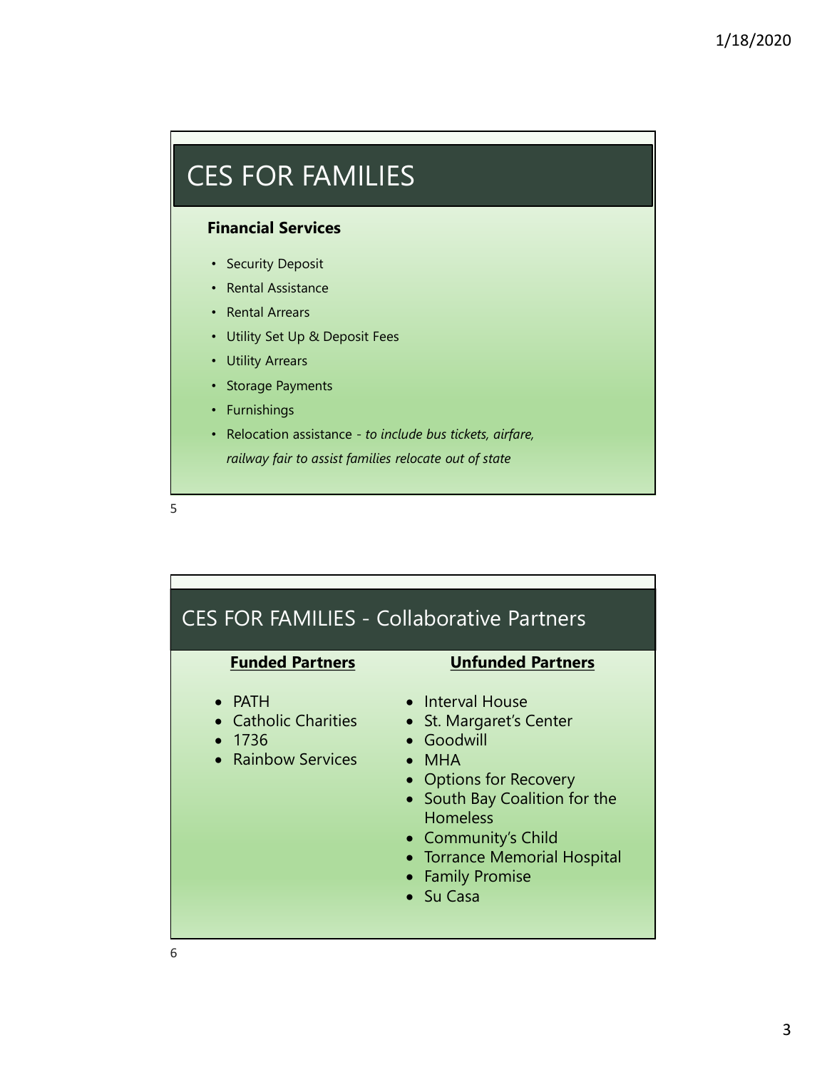# CES FOR FAMILIES

**Financial Services**

- Security Deposit
- Rental Assistance
- Rental Arrears
- Utility Set Up & Deposit Fees
- Utility Arrears
- Storage Payments
- Furnishings
- Relocation assistance - *to include bus tickets, airfare, railway fair to assist families relocate out of state*

# CES FOR FAMILIES - Collaborative Partners

**Funded Partners**

- PATH
- Catholic Charities
- 1736
- Rainbow Services

**Unfunded Partners**

- Interval House
- St. Margaret's Center
- Goodwill
- MHA
- Options for Recovery
- South Bay Coalition for the Homeless
- Community's Child
- Torrance Memorial Hospital
- Family Promise
- Su Casa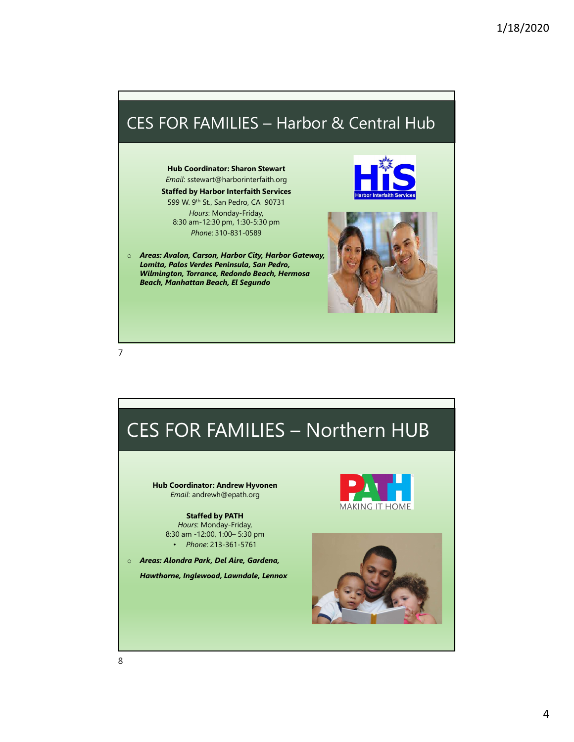## CES FOR FAMILIES – Harbor & Central Hub

**Hub Coordinator: Sharon Stewart**
*Email*: sstewart@harborinterfaith.org
**Staffed by Harbor Interfaith Services**
599 W. 9th St., San Pedro, CA 90731
*Hours*: Monday-Friday,
8:30 am-12:30 pm, 1:30-5:30 pm
*Phone*: 310-831-0589

- ***Areas: Avalon, Carson, Harbor City, Harbor Gateway, Lomita, Palos Verdes Peninsula, San Pedro, Wilmington, Torrance, Redondo Beach, Hermosa Beach, Manhattan Beach, El Segundo***

## CES FOR FAMILIES – Northern HUB

**Hub Coordinator: Andrew Hyvonen**
*Email*: andrewh@epath.org

**Staffed by PATH**
*Hours*: Monday-Friday,
8:30 am -12:00, 1:00– 5:30 pm
- *Phone*: 213-361-5761

- ***Areas: Alondra Park, Del Aire, Gardena, Hawthorne, Inglewood, Lawndale, Lennox***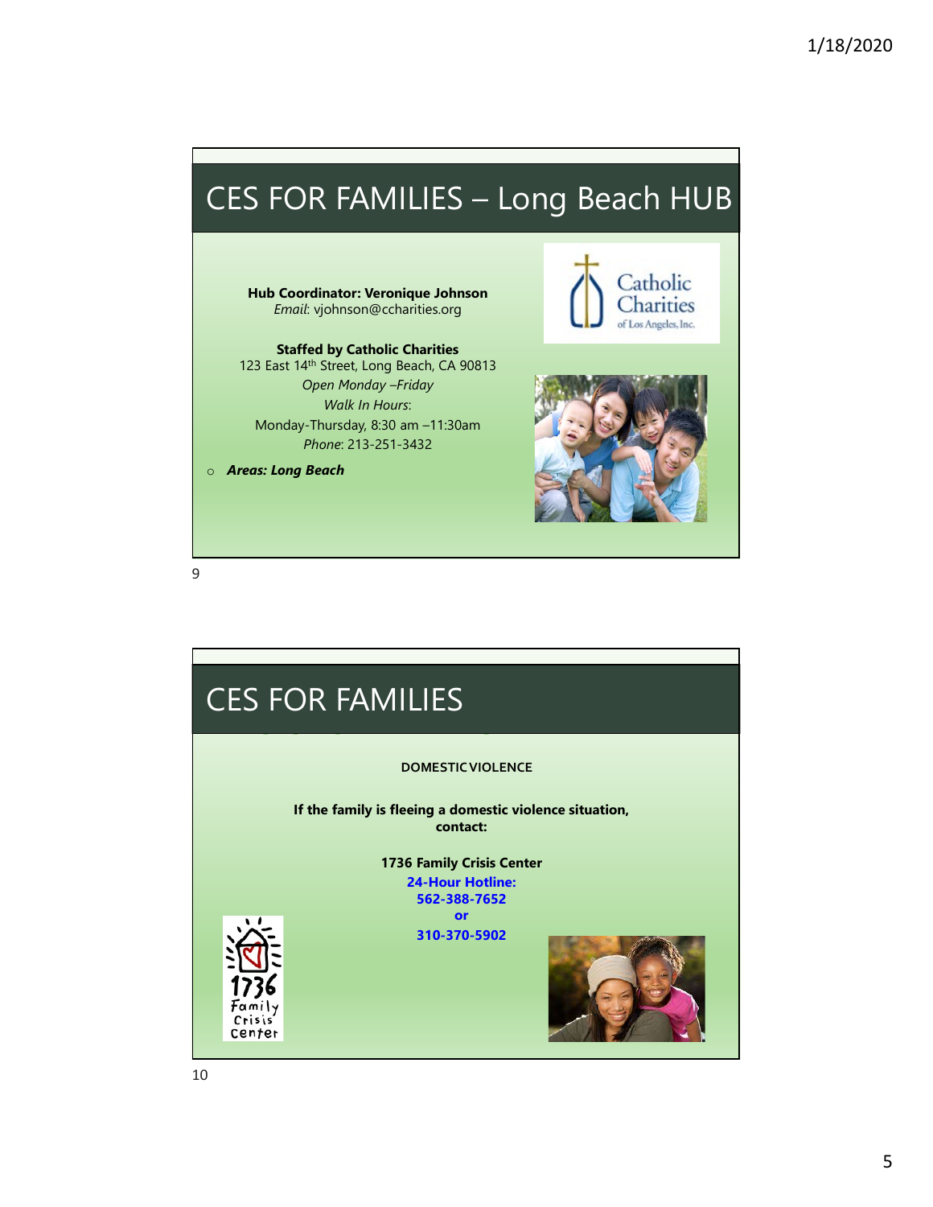## CES FOR FAMILIES – Long Beach HUB

**Hub Coordinator: Veronique Johnson**
*Email*: vjohnson@ccharities.org

**Staffed by Catholic Charities**
123 East 14th Street, Long Beach, CA 90813
*Open Monday –Friday*
*Walk In Hours*:
Monday-Thursday, 8:30 am –11:30am
*Phone*: 213-251-3432

- ***Areas: Long Beach***

## CES FOR FAMILIES

**DOMESTIC VIOLENCE**

**If the family is fleeing a domestic violence situation, contact:**

**1736 Family Crisis Center**
**24-Hour Hotline:**
**562-388-7652**
**or**
**310-370-5902**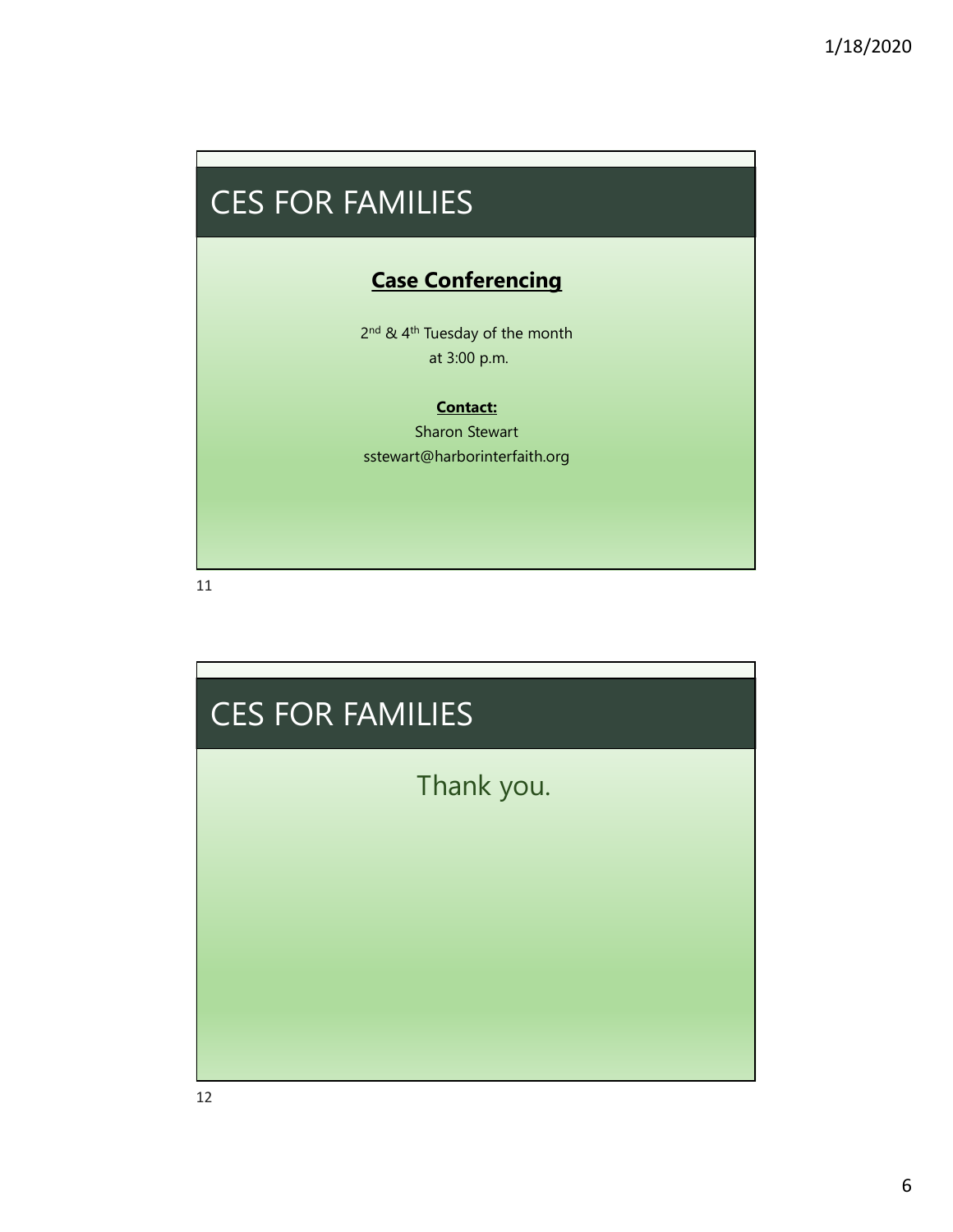## CES FOR FAMILIES

**Case Conferencing**

2nd & 4th Tuesday of the month
at 3:00 p.m.

**Contact:**
Sharon Stewart
sstewart@harborinterfaith.org

## CES FOR FAMILIES

Thank you.